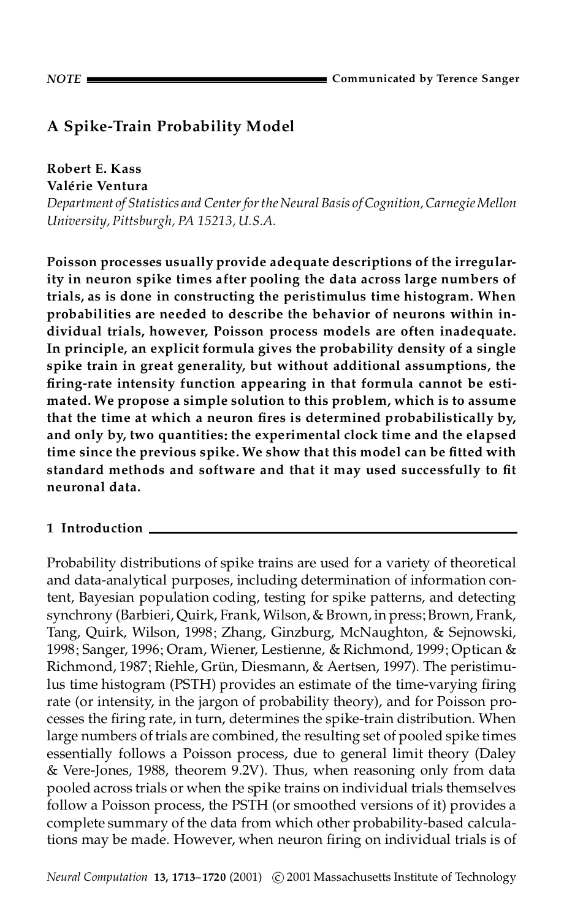NOTE — Communicated by Terence Sanger

# A Spike-Train Probability Model

**Robert E. Kass**
**Valérie Ventura**
*Department of Statistics and Center for the Neural Basis of Cognition, Carnegie Mellon University, Pittsburgh, PA 15213, U.S.A.*

**Poisson processes usually provide adequate descriptions of the irregularity in neuron spike times after pooling the data across large numbers of trials, as is done in constructing the peristimulus time histogram. When probabilities are needed to describe the behavior of neurons within individual trials, however, Poisson process models are often inadequate. In principle, an explicit formula gives the probability density of a single spike train in great generality, but without additional assumptions, the firing-rate intensity function appearing in that formula cannot be estimated. We propose a simple solution to this problem, which is to assume that the time at which a neuron fires is determined probabilistically by, and only by, two quantities: the experimental clock time and the elapsed time since the previous spike. We show that this model can be fitted with standard methods and software and that it may used successfully to fit neuronal data.**

## 1 Introduction

Probability distributions of spike trains are used for a variety of theoretical and data-analytical purposes, including determination of information content, Bayesian population coding, testing for spike patterns, and detecting synchrony (Barbieri, Quirk, Frank, Wilson, & Brown, in press; Brown, Frank, Tang, Quirk, Wilson, 1998; Zhang, Ginzburg, McNaughton, & Sejnowski, 1998; Sanger, 1996; Oram, Wiener, Lestienne, & Richmond, 1999; Optican & Richmond, 1987; Riehle, Grün, Diesmann, & Aertsen, 1997). The peristimulus time histogram (PSTH) provides an estimate of the time-varying firing rate (or intensity, in the jargon of probability theory), and for Poisson processes the firing rate, in turn, determines the spike-train distribution. When large numbers of trials are combined, the resulting set of pooled spike times essentially follows a Poisson process, due to general limit theory (Daley & Vere-Jones, 1988, theorem 9.2V). Thus, when reasoning only from data pooled across trials or when the spike trains on individual trials themselves follow a Poisson process, the PSTH (or smoothed versions of it) provides a complete summary of the data from which other probability-based calculations may be made. However, when neuron firing on individual trials is of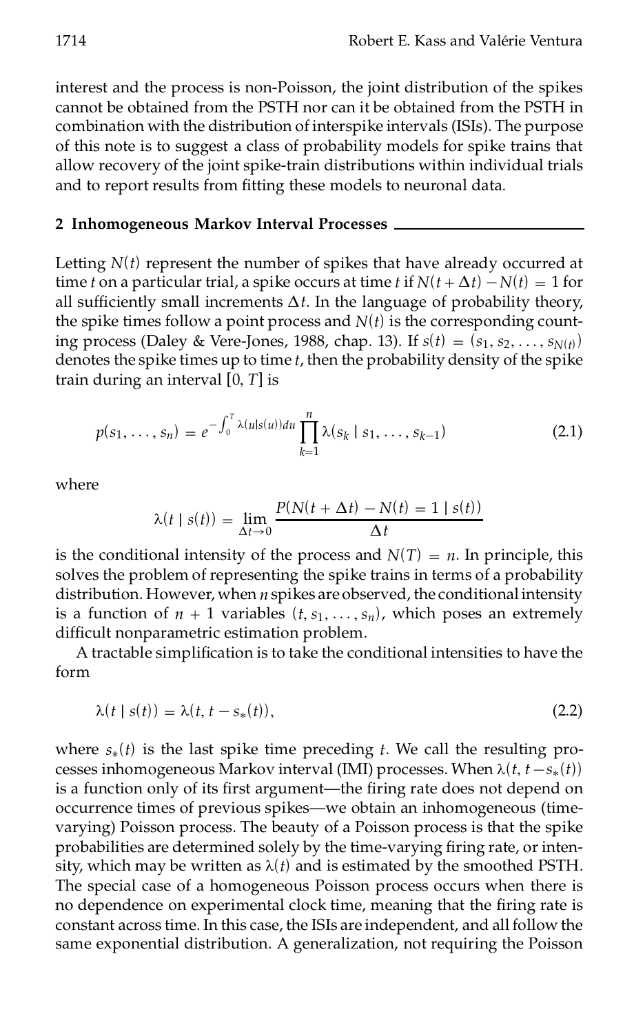interest and the process is non-Poisson, the joint distribution of the spikes cannot be obtained from the PSTH nor can it be obtained from the PSTH in combination with the distribution of interspike intervals (ISIs). The purpose of this note is to suggest a class of probability models for spike trains that allow recovery of the joint spike-train distributions within individual trials and to report results from fitting these models to neuronal data.

## 2 Inhomogeneous Markov Interval Processes

Letting $N(t)$ represent the number of spikes that have already occurred at time $t$ on a particular trial, a spike occurs at time $t$ if $N(t + \Delta t) - N(t) = 1$ for all sufficiently small increments $\Delta t$. In the language of probability theory, the spike times follow a point process and $N(t)$ is the corresponding counting process (Daley & Vere-Jones, 1988, chap. 13). If $s(t) = (s_1, s_2, \ldots, s_{N(t)})$ denotes the spike times up to time $t$, then the probability density of the spike train during an interval $[0, T]$ is

$$p(s_1, \ldots, s_n) = e^{-\int_0^T \lambda(u|s(u))du} \prod_{k=1}^{n} \lambda(s_k \mid s_1, \ldots, s_{k-1}) \tag{2.1}$$

where

$$\lambda(t \mid s(t)) = \lim_{\Delta t \to 0} \frac{P(N(t + \Delta t) - N(t) = 1 \mid s(t))}{\Delta t}$$

is the conditional intensity of the process and $N(T) = n$. In principle, this solves the problem of representing the spike trains in terms of a probability distribution. However, when $n$ spikes are observed, the conditional intensity is a function of $n + 1$ variables $(t, s_1, \ldots, s_n)$, which poses an extremely difficult nonparametric estimation problem.

A tractable simplification is to take the conditional intensities to have the form

$$\lambda(t \mid s(t)) = \lambda(t, t - s_*(t)), \tag{2.2}$$

where $s_*(t)$ is the last spike time preceding $t$. We call the resulting processes inhomogeneous Markov interval (IMI) processes. When $\lambda(t, t - s_*(t))$ is a function only of its first argument—the firing rate does not depend on occurrence times of previous spikes—we obtain an inhomogeneous (time-varying) Poisson process. The beauty of a Poisson process is that the spike probabilities are determined solely by the time-varying firing rate, or intensity, which may be written as $\lambda(t)$ and is estimated by the smoothed PSTH. The special case of a homogeneous Poisson process occurs when there is no dependence on experimental clock time, meaning that the firing rate is constant across time. In this case, the ISIs are independent, and all follow the same exponential distribution. A generalization, not requiring the Poisson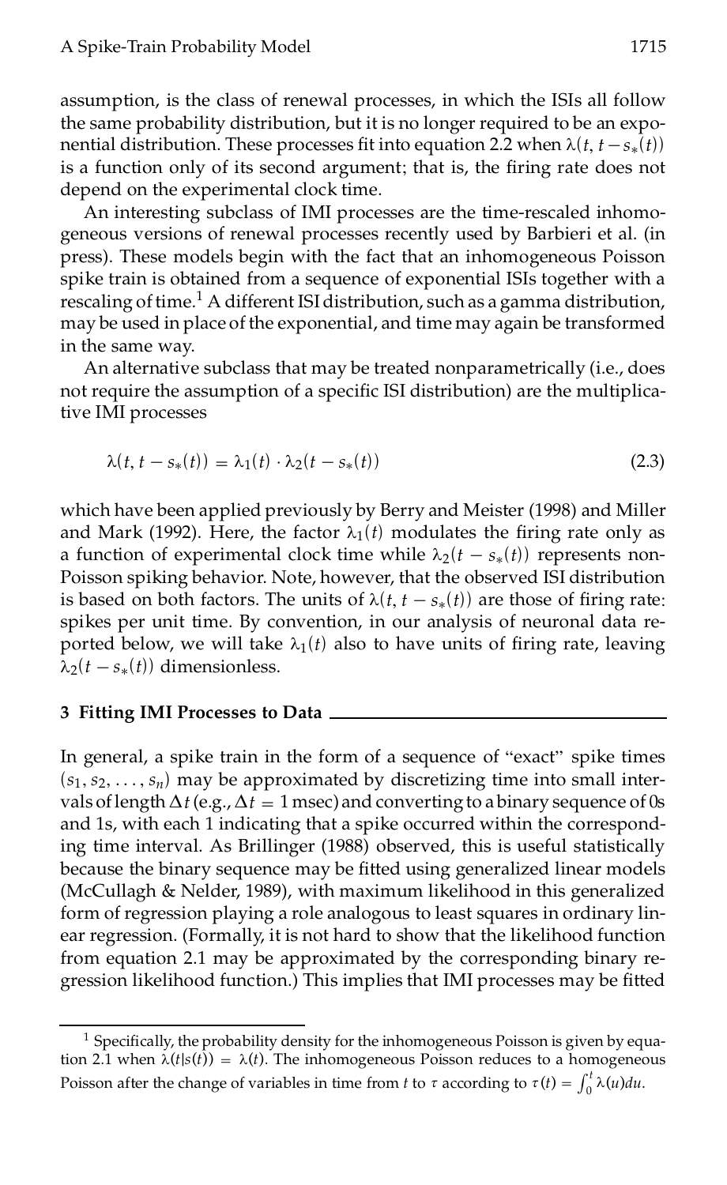assumption, is the class of renewal processes, in which the ISIs all follow the same probability distribution, but it is no longer required to be an exponential distribution. These processes fit into equation 2.2 when $\lambda(t, t - s_*(t))$ is a function only of its second argument; that is, the firing rate does not depend on the experimental clock time.

An interesting subclass of IMI processes are the time-rescaled inhomogeneous versions of renewal processes recently used by Barbieri et al. (in press). These models begin with the fact that an inhomogeneous Poisson spike train is obtained from a sequence of exponential ISIs together with a rescaling of time.[1] A different ISI distribution, such as a gamma distribution, may be used in place of the exponential, and time may again be transformed in the same way.

An alternative subclass that may be treated nonparametrically (i.e., does not require the assumption of a specific ISI distribution) are the multiplicative IMI processes

$$\lambda(t, t - s_*(t)) = \lambda_1(t) \cdot \lambda_2(t - s_*(t)) \tag{2.3}$$

which have been applied previously by Berry and Meister (1998) and Miller and Mark (1992). Here, the factor $\lambda_1(t)$ modulates the firing rate only as a function of experimental clock time while $\lambda_2(t - s_*(t))$ represents non-Poisson spiking behavior. Note, however, that the observed ISI distribution is based on both factors. The units of $\lambda(t, t - s_*(t))$ are those of firing rate: spikes per unit time. By convention, in our analysis of neuronal data reported below, we will take $\lambda_1(t)$ also to have units of firing rate, leaving $\lambda_2(t - s_*(t))$ dimensionless.

## 3 Fitting IMI Processes to Data

In general, a spike train in the form of a sequence of "exact" spike times $(s_1, s_2, \ldots, s_n)$ may be approximated by discretizing time into small intervals of length $\Delta t$ (e.g., $\Delta t = 1$ msec) and converting to a binary sequence of 0s and 1s, with each 1 indicating that a spike occurred within the corresponding time interval. As Brillinger (1988) observed, this is useful statistically because the binary sequence may be fitted using generalized linear models (McCullagh & Nelder, 1989), with maximum likelihood in this generalized form of regression playing a role analogous to least squares in ordinary linear regression. (Formally, it is not hard to show that the likelihood function from equation 2.1 may be approximated by the corresponding binary regression likelihood function.) This implies that IMI processes may be fitted

[1] Specifically, the probability density for the inhomogeneous Poisson is given by equation 2.1 when $\lambda(t|s(t)) = \lambda(t)$. The inhomogeneous Poisson reduces to a homogeneous Poisson after the change of variables in time from $t$ to $\tau$ according to $\tau(t) = \int_0^t \lambda(u)du$.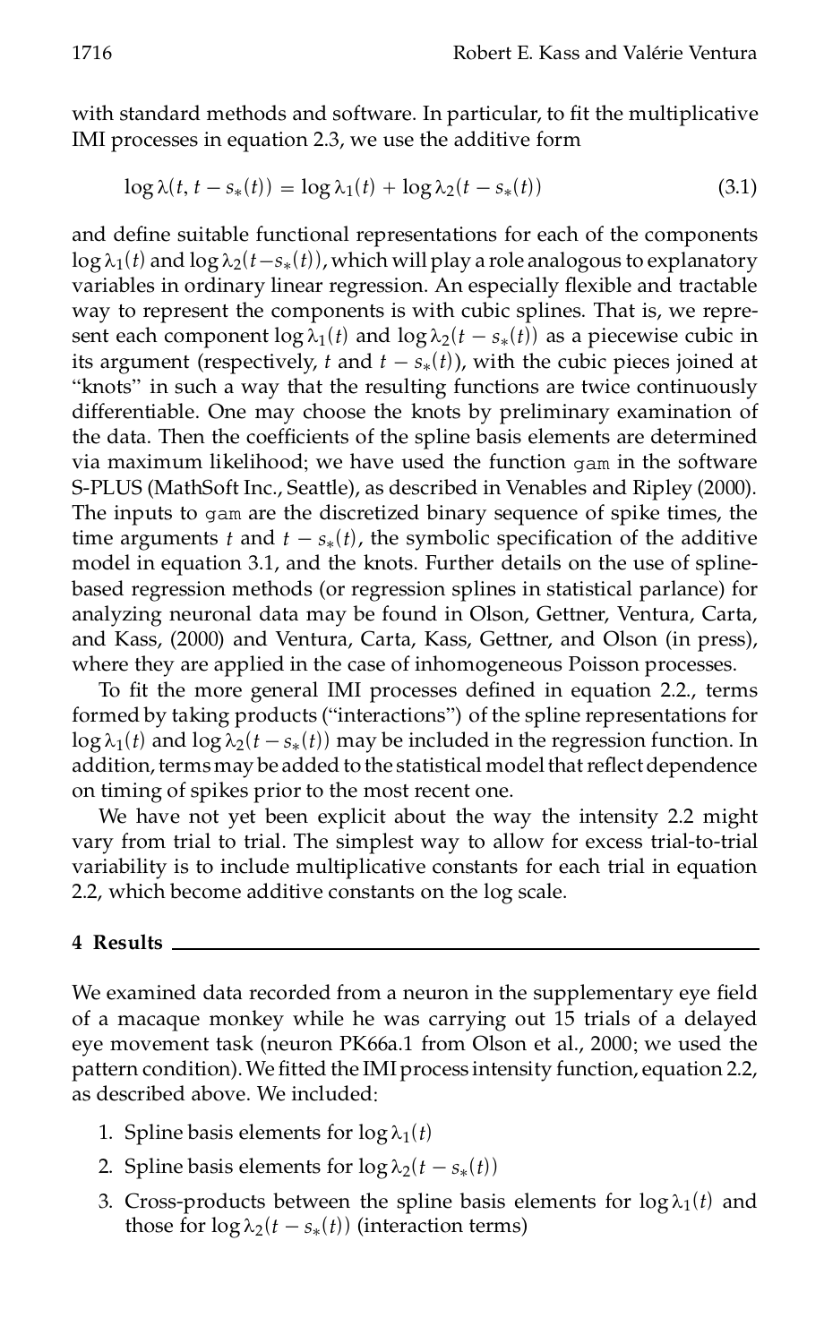with standard methods and software. In particular, to fit the multiplicative IMI processes in equation 2.3, we use the additive form

$$\log \lambda(t, t - s_*(t)) = \log \lambda_1(t) + \log \lambda_2(t - s_*(t)) \tag{3.1}$$

and define suitable functional representations for each of the components $\log \lambda_1(t)$ and $\log \lambda_2(t - s_*(t))$, which will play a role analogous to explanatory variables in ordinary linear regression. An especially flexible and tractable way to represent the components is with cubic splines. That is, we represent each component $\log \lambda_1(t)$ and $\log \lambda_2(t - s_*(t))$ as a piecewise cubic in its argument (respectively, $t$ and $t - s_*(t)$), with the cubic pieces joined at "knots" in such a way that the resulting functions are twice continuously differentiable. One may choose the knots by preliminary examination of the data. Then the coefficients of the spline basis elements are determined via maximum likelihood; we have used the function `gam` in the software S-PLUS (MathSoft Inc., Seattle), as described in Venables and Ripley (2000). The inputs to `gam` are the discretized binary sequence of spike times, the time arguments $t$ and $t - s_*(t)$, the symbolic specification of the additive model in equation 3.1, and the knots. Further details on the use of spline-based regression methods (or regression splines in statistical parlance) for analyzing neuronal data may be found in Olson, Gettner, Ventura, Carta, and Kass, (2000) and Ventura, Carta, Kass, Gettner, and Olson (in press), where they are applied in the case of inhomogeneous Poisson processes.

To fit the more general IMI processes defined in equation 2.2., terms formed by taking products ("interactions") of the spline representations for $\log \lambda_1(t)$ and $\log \lambda_2(t - s_*(t))$ may be included in the regression function. In addition, terms may be added to the statistical model that reflect dependence on timing of spikes prior to the most recent one.

We have not yet been explicit about the way the intensity 2.2 might vary from trial to trial. The simplest way to allow for excess trial-to-trial variability is to include multiplicative constants for each trial in equation 2.2, which become additive constants on the log scale.

## 4 Results

We examined data recorded from a neuron in the supplementary eye field of a macaque monkey while he was carrying out 15 trials of a delayed eye movement task (neuron PK66a.1 from Olson et al., 2000; we used the pattern condition). We fitted the IMI process intensity function, equation 2.2, as described above. We included:

1. Spline basis elements for $\log \lambda_1(t)$
2. Spline basis elements for $\log \lambda_2(t - s_*(t))$
3. Cross-products between the spline basis elements for $\log \lambda_1(t)$ and those for $\log \lambda_2(t - s_*(t))$ (interaction terms)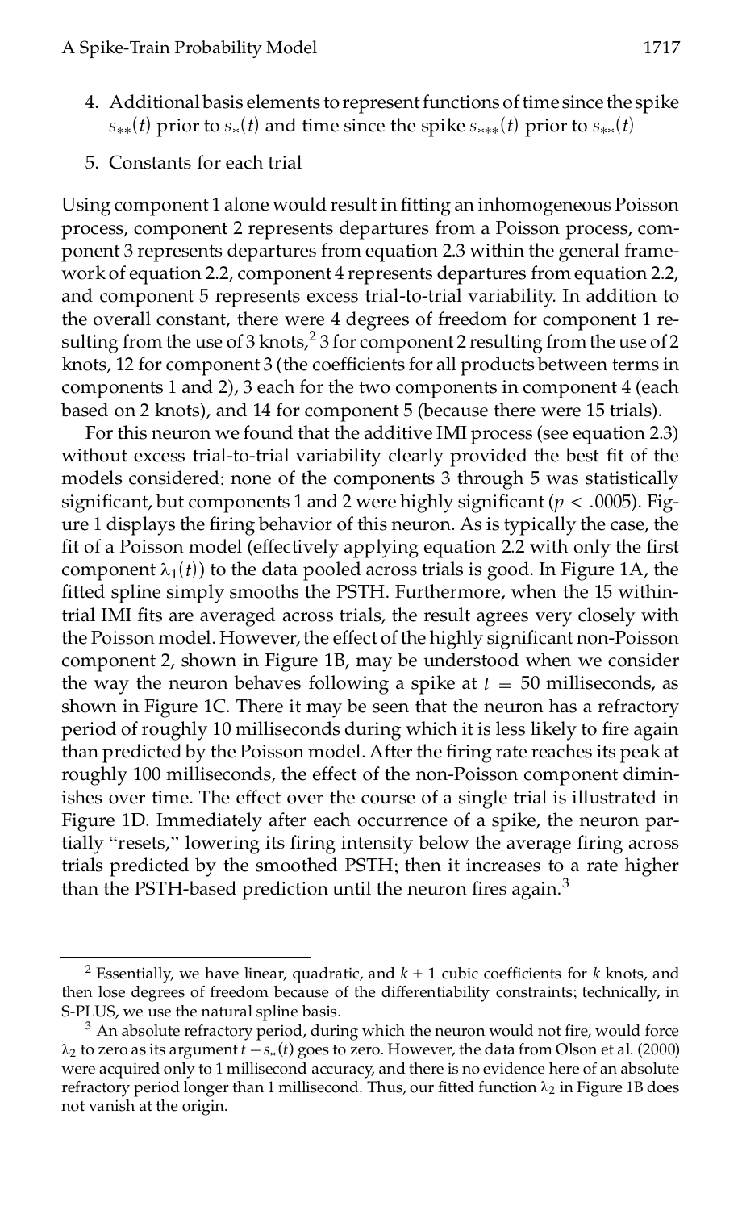4. Additional basis elements to represent functions of time since the spike $s_{**}(t)$ prior to $s_*(t)$ and time since the spike $s_{***}(t)$ prior to $s_{**}(t)$
5. Constants for each trial

Using component 1 alone would result in fitting an inhomogeneous Poisson process, component 2 represents departures from a Poisson process, component 3 represents departures from equation 2.3 within the general framework of equation 2.2, component 4 represents departures from equation 2.2, and component 5 represents excess trial-to-trial variability. In addition to the overall constant, there were 4 degrees of freedom for component 1 resulting from the use of 3 knots,[2] 3 for component 2 resulting from the use of 2 knots, 12 for component 3 (the coefficients for all products between terms in components 1 and 2), 3 each for the two components in component 4 (each based on 2 knots), and 14 for component 5 (because there were 15 trials).

For this neuron we found that the additive IMI process (see equation 2.3) without excess trial-to-trial variability clearly provided the best fit of the models considered: none of the components 3 through 5 was statistically significant, but components 1 and 2 were highly significant ($p < .0005$). Figure 1 displays the firing behavior of this neuron. As is typically the case, the fit of a Poisson model (effectively applying equation 2.2 with only the first component $\lambda_1(t)$) to the data pooled across trials is good. In Figure 1A, the fitted spline simply smooths the PSTH. Furthermore, when the 15 within-trial IMI fits are averaged across trials, the result agrees very closely with the Poisson model. However, the effect of the highly significant non-Poisson component 2, shown in Figure 1B, may be understood when we consider the way the neuron behaves following a spike at $t = 50$ milliseconds, as shown in Figure 1C. There it may be seen that the neuron has a refractory period of roughly 10 milliseconds during which it is less likely to fire again than predicted by the Poisson model. After the firing rate reaches its peak at roughly 100 milliseconds, the effect of the non-Poisson component diminishes over time. The effect over the course of a single trial is illustrated in Figure 1D. Immediately after each occurrence of a spike, the neuron partially "resets," lowering its firing intensity below the average firing across trials predicted by the smoothed PSTH; then it increases to a rate higher than the PSTH-based prediction until the neuron fires again.[3]

[2] Essentially, we have linear, quadratic, and $k + 1$ cubic coefficients for $k$ knots, and then lose degrees of freedom because of the differentiability constraints; technically, in S-PLUS, we use the natural spline basis.

[3] An absolute refractory period, during which the neuron would not fire, would force $\lambda_2$ to zero as its argument $t - s_*(t)$ goes to zero. However, the data from Olson et al. (2000) were acquired only to 1 millisecond accuracy, and there is no evidence here of an absolute refractory period longer than 1 millisecond. Thus, our fitted function $\lambda_2$ in Figure 1B does not vanish at the origin.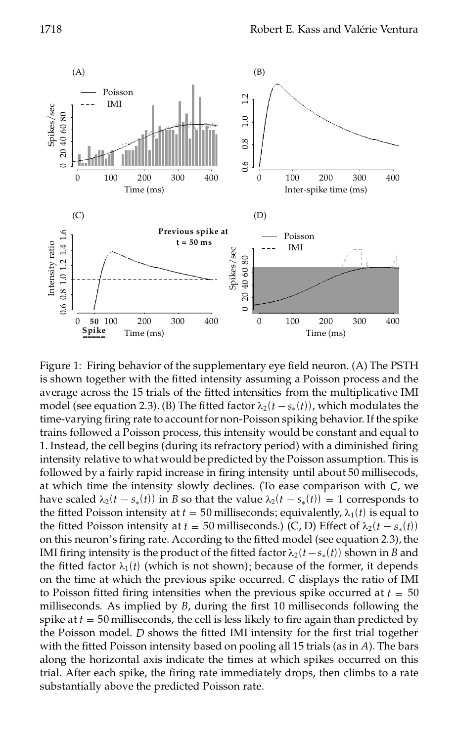Figure 1: Firing behavior of the supplementary eye field neuron. (A) The PSTH is shown together with the fitted intensity assuming a Poisson process and the average across the 15 trials of the fitted intensities from the multiplicative IMI model (see equation 2.3). (B) The fitted factor $\lambda_2(t - s_*(t))$, which modulates the time-varying firing rate to account for non-Poisson spiking behavior. If the spike trains followed a Poisson process, this intensity would be constant and equal to 1. Instead, the cell begins (during its refractory period) with a diminished firing intensity relative to what would be predicted by the Poisson assumption. This is followed by a fairly rapid increase in firing intensity until about 50 millisecods, at which time the intensity slowly declines. (To ease comparison with *C*, we have scaled $\lambda_2(t - s_*(t))$ in *B* so that the value $\lambda_2(t - s_*(t)) = 1$ corresponds to the fitted Poisson intensity at $t = 50$ milliseconds; equivalently, $\lambda_1(t)$ is equal to the fitted Poisson intensity at $t = 50$ milliseconds.) (C, D) Effect of $\lambda_2(t - s_*(t))$ on this neuron's firing rate. According to the fitted model (see equation 2.3), the IMI firing intensity is the product of the fitted factor $\lambda_2(t - s_*(t))$ shown in *B* and the fitted factor $\lambda_1(t)$ (which is not shown); because of the former, it depends on the time at which the previous spike occurred. *C* displays the ratio of IMI to Poisson fitted firing intensities when the previous spike occurred at $t = 50$ milliseconds. As implied by *B*, during the first 10 milliseconds following the spike at $t = 50$ milliseconds, the cell is less likely to fire again than predicted by the Poisson model. *D* shows the fitted IMI intensity for the first trial together with the fitted Poisson intensity based on pooling all 15 trials (as in *A*). The bars along the horizontal axis indicate the times at which spikes occurred on this trial. After each spike, the firing rate immediately drops, then climbs to a rate substantially above the predicted Poisson rate.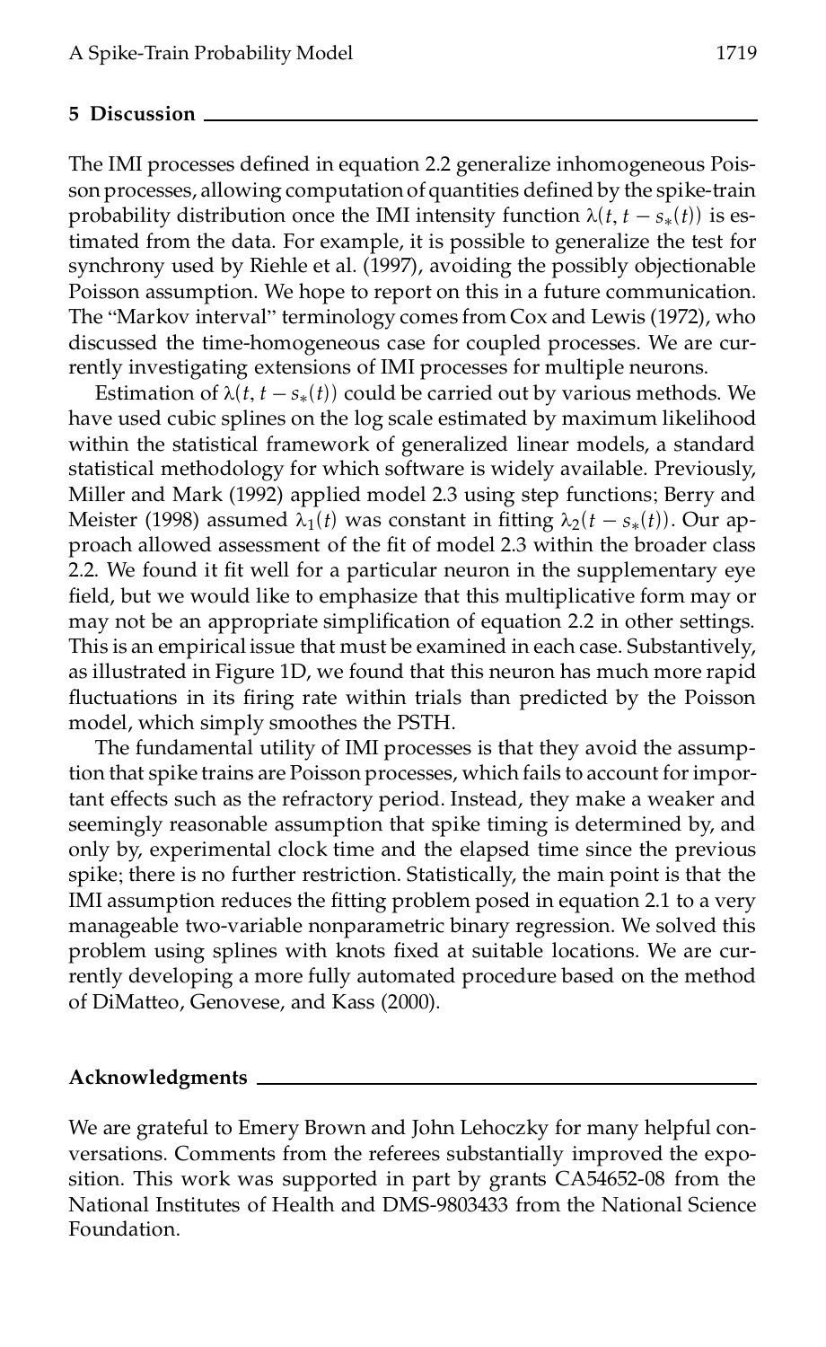## 5 Discussion

The IMI processes defined in equation 2.2 generalize inhomogeneous Poisson processes, allowing computation of quantities defined by the spike-train probability distribution once the IMI intensity function $\lambda(t, t - s_*(t))$ is estimated from the data. For example, it is possible to generalize the test for synchrony used by Riehle et al. (1997), avoiding the possibly objectionable Poisson assumption. We hope to report on this in a future communication. The "Markov interval" terminology comes from Cox and Lewis (1972), who discussed the time-homogeneous case for coupled processes. We are currently investigating extensions of IMI processes for multiple neurons.

Estimation of $\lambda(t, t - s_*(t))$ could be carried out by various methods. We have used cubic splines on the log scale estimated by maximum likelihood within the statistical framework of generalized linear models, a standard statistical methodology for which software is widely available. Previously, Miller and Mark (1992) applied model 2.3 using step functions; Berry and Meister (1998) assumed $\lambda_1(t)$ was constant in fitting $\lambda_2(t - s_*(t))$. Our approach allowed assessment of the fit of model 2.3 within the broader class 2.2. We found it fit well for a particular neuron in the supplementary eye field, but we would like to emphasize that this multiplicative form may or may not be an appropriate simplification of equation 2.2 in other settings. This is an empirical issue that must be examined in each case. Substantively, as illustrated in Figure 1D, we found that this neuron has much more rapid fluctuations in its firing rate within trials than predicted by the Poisson model, which simply smoothes the PSTH.

The fundamental utility of IMI processes is that they avoid the assumption that spike trains are Poisson processes, which fails to account for important effects such as the refractory period. Instead, they make a weaker and seemingly reasonable assumption that spike timing is determined by, and only by, experimental clock time and the elapsed time since the previous spike; there is no further restriction. Statistically, the main point is that the IMI assumption reduces the fitting problem posed in equation 2.1 to a very manageable two-variable nonparametric binary regression. We solved this problem using splines with knots fixed at suitable locations. We are currently developing a more fully automated procedure based on the method of DiMatteo, Genovese, and Kass (2000).

## Acknowledgments

We are grateful to Emery Brown and John Lehoczky for many helpful conversations. Comments from the referees substantially improved the exposition. This work was supported in part by grants CA54652-08 from the National Institutes of Health and DMS-9803433 from the National Science Foundation.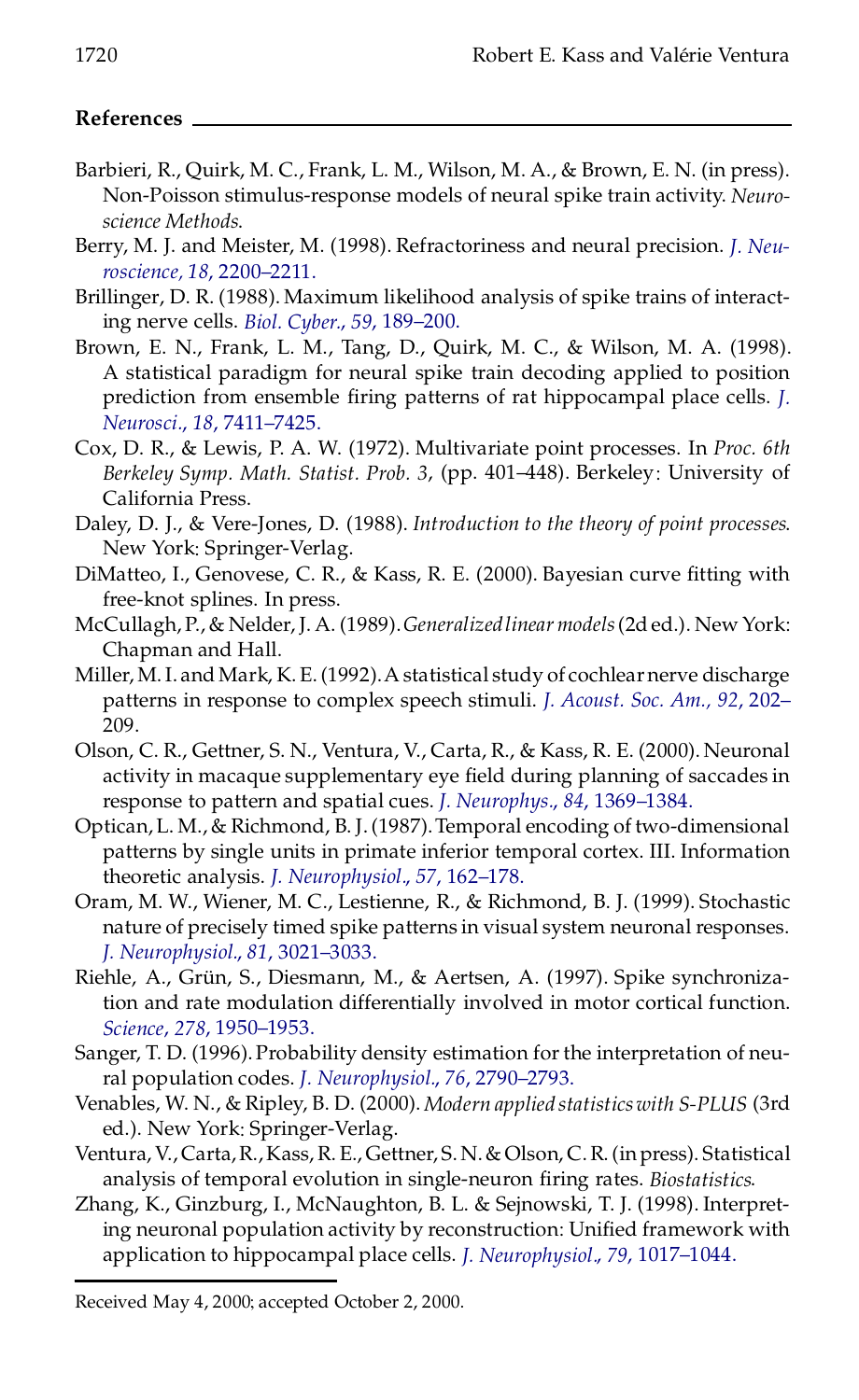## References

Barbieri, R., Quirk, M. C., Frank, L. M., Wilson, M. A., & Brown, E. N. (in press). Non-Poisson stimulus-response models of neural spike train activity. *Neuroscience Methods*.

Berry, M. J. and Meister, M. (1998). Refractoriness and neural precision. *J. Neuroscience, 18*, 2200–2211.

Brillinger, D. R. (1988). Maximum likelihood analysis of spike trains of interacting nerve cells. *Biol. Cyber., 59*, 189–200.

Brown, E. N., Frank, L. M., Tang, D., Quirk, M. C., & Wilson, M. A. (1998). A statistical paradigm for neural spike train decoding applied to position prediction from ensemble firing patterns of rat hippocampal place cells. *J. Neurosci., 18*, 7411–7425.

Cox, D. R., & Lewis, P. A. W. (1972). Multivariate point processes. In *Proc. 6th Berkeley Symp. Math. Statist. Prob. 3*, (pp. 401–448). Berkeley: University of California Press.

Daley, D. J., & Vere-Jones, D. (1988). *Introduction to the theory of point processes*. New York: Springer-Verlag.

DiMatteo, I., Genovese, C. R., & Kass, R. E. (2000). Bayesian curve fitting with free-knot splines. In press.

McCullagh, P., & Nelder, J. A. (1989). *Generalized linear models* (2d ed.). New York: Chapman and Hall.

Miller, M. I. and Mark, K. E. (1992). A statistical study of cochlear nerve discharge patterns in response to complex speech stimuli. *J. Acoust. Soc. Am., 92*, 202–209.

Olson, C. R., Gettner, S. N., Ventura, V., Carta, R., & Kass, R. E. (2000). Neuronal activity in macaque supplementary eye field during planning of saccades in response to pattern and spatial cues. *J. Neurophys., 84*, 1369–1384.

Optican, L. M., & Richmond, B. J. (1987). Temporal encoding of two-dimensional patterns by single units in primate inferior temporal cortex. III. Information theoretic analysis. *J. Neurophysiol., 57*, 162–178.

Oram, M. W., Wiener, M. C., Lestienne, R., & Richmond, B. J. (1999). Stochastic nature of precisely timed spike patterns in visual system neuronal responses. *J. Neurophysiol., 81*, 3021–3033.

Riehle, A., Grün, S., Diesmann, M., & Aertsen, A. (1997). Spike synchronization and rate modulation differentially involved in motor cortical function. *Science, 278*, 1950–1953.

Sanger, T. D. (1996). Probability density estimation for the interpretation of neural population codes. *J. Neurophysiol., 76*, 2790–2793.

Venables, W. N., & Ripley, B. D. (2000). *Modern applied statistics with S-PLUS* (3rd ed.). New York: Springer-Verlag.

Ventura, V., Carta, R., Kass, R. E., Gettner, S. N. & Olson, C. R. (in press). Statistical analysis of temporal evolution in single-neuron firing rates. *Biostatistics*.

Zhang, K., Ginzburg, I., McNaughton, B. L. & Sejnowski, T. J. (1998). Interpreting neuronal population activity by reconstruction: Unified framework with application to hippocampal place cells. *J. Neurophysiol., 79*, 1017–1044.

Received May 4, 2000; accepted October 2, 2000.